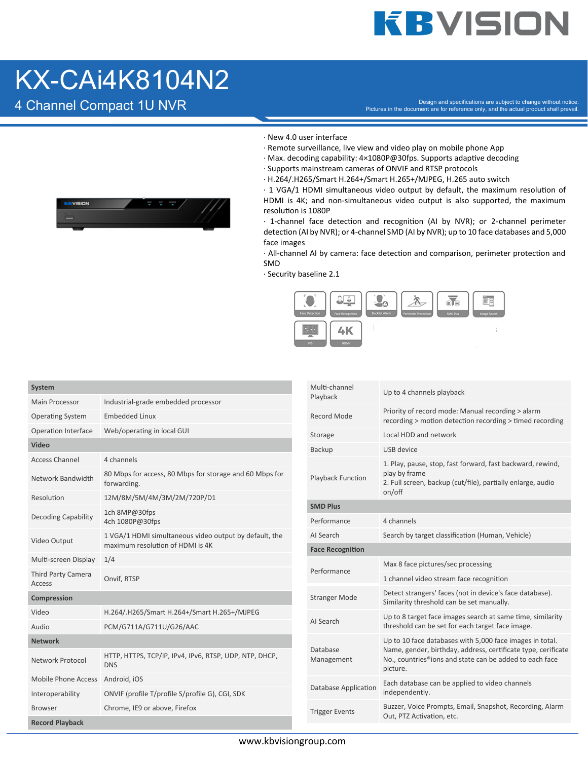# KX-CAi4K8104N2

## 4 Channel Compact 1U NVR

Design and specifications are subject to change without notice.
Pictures in the document are for reference only, and the actual product shall prevail.

- New 4.0 user interface
- Remote surveillance, live view and video play on mobile phone App
- Max. decoding capability: 4×1080P@30fps. Supports adaptive decoding
- Supports mainstream cameras of ONVIF and RTSP protocols
- H.264/.H265/Smart H.264+/Smart H.265+/MJPEG, H.265 auto switch
- 1 VGA/1 HDMI simultaneous video output by default, the maximum resolution of HDMI is 4K; and non-simultaneous video output is also supported, the maximum resolution is 1080P
- 1-channel face detection and recognition (AI by NVR); or 2-channel perimeter detection (AI by NVR); or 4-channel SMD (AI by NVR); up to 10 face databases and 5,000 face images
- All-channel AI by camera: face detection and comparison, perimeter protection and SMD
- Security baseline 2.1

Face Detection | Face Recognition | Backlist Alarm | Perimeter Protection | SMD Plus | Image Search | IVS | 4K HDMI

| | |
|---|---|
| **System** | |
| Main Processor | Industrial-grade embedded processor |
| Operating System | Embedded Linux |
| Operation Interface | Web/operating in local GUI |
| **Video** | |
| Access Channel | 4 channels |
| Network Bandwidth | 80 Mbps for access, 80 Mbps for storage and 60 Mbps for forwarding. |
| Resolution | 12M/8M/5M/4M/3M/2M/720P/D1 |
| Decoding Capability | 1ch 8MP@30fps<br>4ch 1080P@30fps |
| Video Output | 1 VGA/1 HDMI simultaneous video output by default, the maximum resolution of HDMI is 4K |
| Multi-screen Display | 1/4 |
| Third Party Camera Access | Onvif, RTSP |
| **Compression** | |
| Video | H.264/.H265/Smart H.264+/Smart H.265+/MJPEG |
| Audio | PCM/G711A/G711U/G26/AAC |
| **Network** | |
| Network Protocol | HTTP, HTTPS, TCP/IP, IPv4, IPv6, RTSP, UDP, NTP, DHCP, DNS |
| Mobile Phone Access | Android, iOS |
| Interoperability | ONVIF (profile T/profile S/profile G), CGI, SDK |
| Browser | Chrome, IE9 or above, Firefox |
| **Record Playback** | |
| Multi-channel Playback | Up to 4 channels playback |
| Record Mode | Priority of record mode: Manual recording > alarm recording > motion detection recording > timed recording |
| Storage | Local HDD and network |
| Backup | USB device |
| Playback Function | 1. Play, pause, stop, fast forward, fast backward, rewind, play by frame<br>2. Full screen, backup (cut/file), partially enlarge, audio on/off |
| **SMD Plus** | |
| Performance | 4 channels |
| AI Search | Search by target classification (Human, Vehicle) |
| **Face Recognition** | |
| Performance | Max 8 face pictures/sec processing<br>1 channel video stream face recognition |
| Stranger Mode | Detect strangers' faces (not in device's face database). Similarity threshold can be set manually. |
| AI Search | Up to 8 target face images search at same time, similarity threshold can be set for each target face image. |
| Database Management | Up to 10 face databases with 5,000 face images in total. Name, gender, birthday, address, certificate type, cerificate No., countries®ions and state can be added to each face picture. |
| Database Application | Each database can be applied to video channels independently. |
| Trigger Events | Buzzer, Voice Prompts, Email, Snapshot, Recording, Alarm Out, PTZ Activation, etc. |

www.kbvisiongroup.com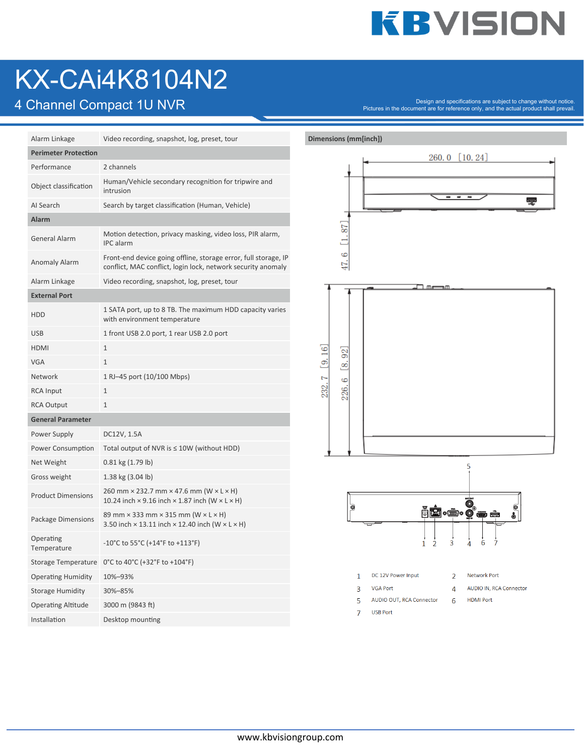# KX-CAi4K8104N2

## 4 Channel Compact 1U NVR

Design and specifications are subject to change without notice.
Pictures in the document are for reference only, and the actual product shall prevail.

| | |
|---|---|
| Alarm Linkage | Video recording, snapshot, log, preset, tour |
| **Perimeter Protection** | |
| Performance | 2 channels |
| Object classification | Human/Vehicle secondary recognition for tripwire and intrusion |
| AI Search | Search by target classification (Human, Vehicle) |
| **Alarm** | |
| General Alarm | Motion detection, privacy masking, video loss, PIR alarm, IPC alarm |
| Anomaly Alarm | Front-end device going offline, storage error, full storage, IP conflict, MAC conflict, login lock, network security anomaly |
| Alarm Linkage | Video recording, snapshot, log, preset, tour |
| **External Port** | |
| HDD | 1 SATA port, up to 8 TB. The maximum HDD capacity varies with environment temperature |
| USB | 1 front USB 2.0 port, 1 rear USB 2.0 port |
| HDMI | 1 |
| VGA | 1 |
| Network | 1 RJ–45 port (10/100 Mbps) |
| RCA Input | 1 |
| RCA Output | 1 |
| **General Parameter** | |
| Power Supply | DC12V, 1.5A |
| Power Consumption | Total output of NVR is ≤ 10W (without HDD) |
| Net Weight | 0.81 kg (1.79 lb) |
| Gross weight | 1.38 kg (3.04 lb) |
| Product Dimensions | 260 mm × 232.7 mm × 47.6 mm (W × L × H)<br>10.24 inch × 9.16 inch × 1.87 inch (W × L × H) |
| Package Dimensions | 89 mm × 333 mm × 315 mm (W × L × H)<br>3.50 inch × 13.11 inch × 12.40 inch (W × L × H) |
| Operating Temperature | -10°C to 55°C (+14°F to +113°F) |
| Storage Temperature | 0°C to 40°C (+32°F to +104°F) |
| Operating Humidity | 10%–93% |
| Storage Humidity | 30%–85% |
| Operating Altitude | 3000 m (9843 ft) |
| Installation | Desktop mounting |

**Dimensions (mm[inch])**

260.0 [10.24]

47.6 [1.87]

232.7 [9.16]

226.6 [8.92]

| | | | |
|---|---|---|---|
| 1 | DC 12V Power Input | 2 | Network Port |
| 3 | VGA Port | 4 | AUDIO IN, RCA Connector |
| 5 | AUDIO OUT, RCA Connector | 6 | HDMI Port |
| 7 | USB Port | | |

www.kbvisiongroup.com